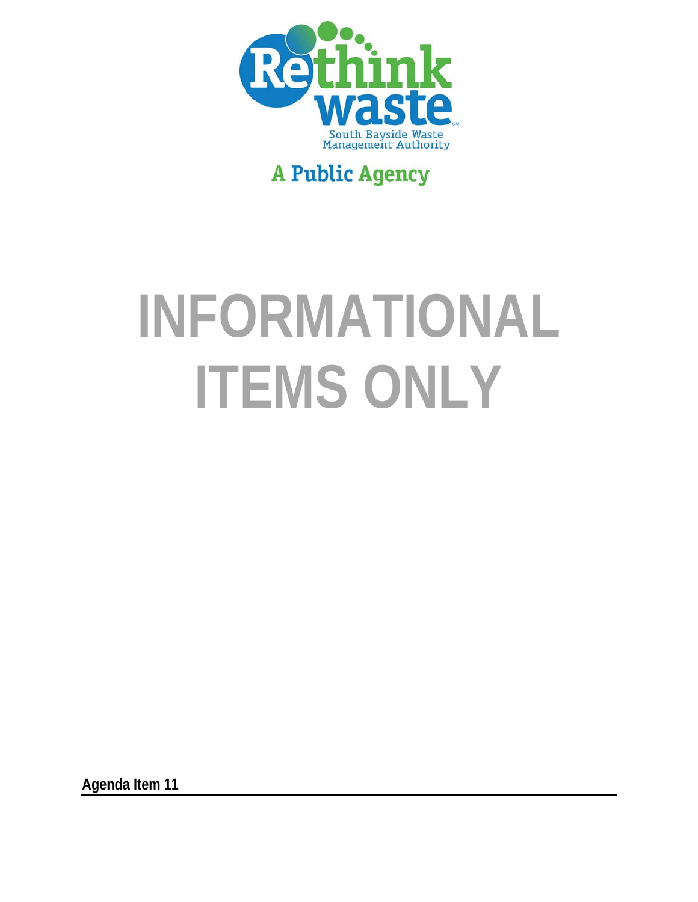Rethink waste

South Bayside Waste Management Authority

A Public Agency

# INFORMATIONAL ITEMS ONLY

**Agenda Item 11**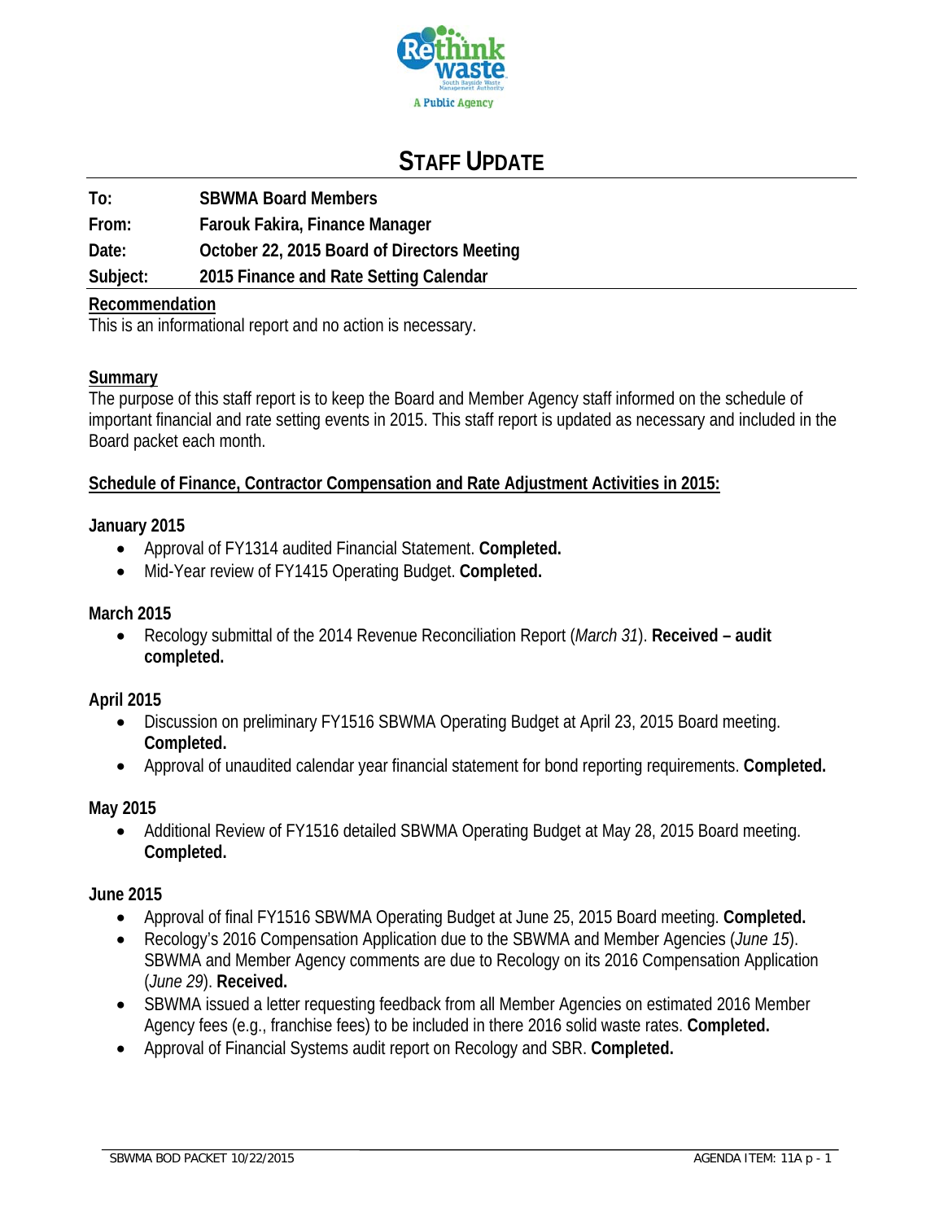# STAFF UPDATE

**To:** SBWMA Board Members

**From:** Farouk Fakira, Finance Manager

**Date:** October 22, 2015 Board of Directors Meeting

**Subject:** 2015 Finance and Rate Setting Calendar

## Recommendation

This is an informational report and no action is necessary.

## Summary

The purpose of this staff report is to keep the Board and Member Agency staff informed on the schedule of important financial and rate setting events in 2015. This staff report is updated as necessary and included in the Board packet each month.

## Schedule of Finance, Contractor Compensation and Rate Adjustment Activities in 2015:

### January 2015

- Approval of FY1314 audited Financial Statement. **Completed.**
- Mid-Year review of FY1415 Operating Budget. **Completed.**

### March 2015

- Recology submittal of the 2014 Revenue Reconciliation Report (*March 31*). **Received – audit completed.**

### April 2015

- Discussion on preliminary FY1516 SBWMA Operating Budget at April 23, 2015 Board meeting. **Completed.**
- Approval of unaudited calendar year financial statement for bond reporting requirements. **Completed.**

### May 2015

- Additional Review of FY1516 detailed SBWMA Operating Budget at May 28, 2015 Board meeting. **Completed.**

### June 2015

- Approval of final FY1516 SBWMA Operating Budget at June 25, 2015 Board meeting. **Completed.**
- Recology's 2016 Compensation Application due to the SBWMA and Member Agencies (*June 15*). SBWMA and Member Agency comments are due to Recology on its 2016 Compensation Application (*June 29*). **Received.**
- SBWMA issued a letter requesting feedback from all Member Agencies on estimated 2016 Member Agency fees (e.g., franchise fees) to be included in there 2016 solid waste rates. **Completed.**
- Approval of Financial Systems audit report on Recology and SBR. **Completed.**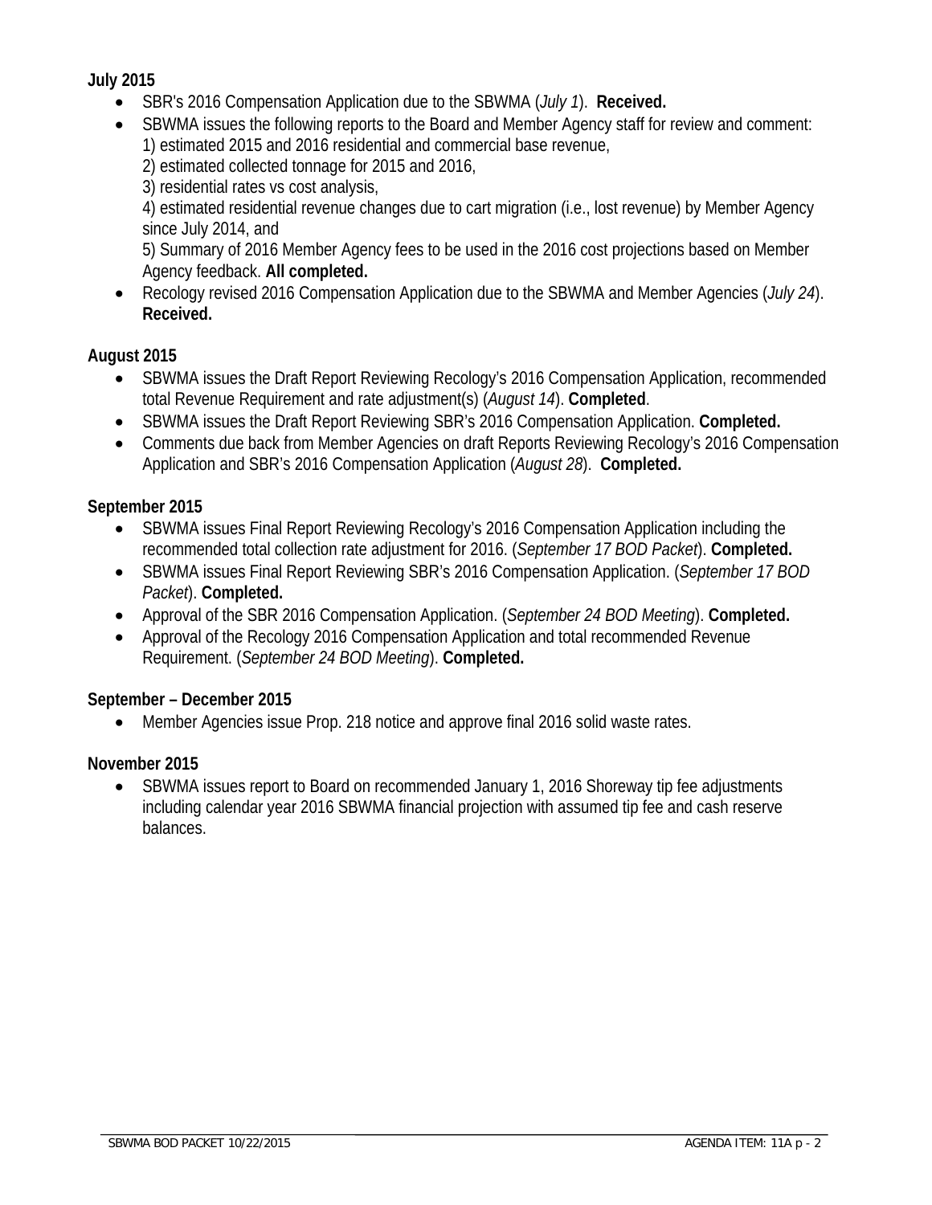**July 2015**

- SBR's 2016 Compensation Application due to the SBWMA (*July 1*). **Received.**
- SBWMA issues the following reports to the Board and Member Agency staff for review and comment:
  1) estimated 2015 and 2016 residential and commercial base revenue,
  2) estimated collected tonnage for 2015 and 2016,
  3) residential rates vs cost analysis,
  4) estimated residential revenue changes due to cart migration (i.e., lost revenue) by Member Agency since July 2014, and
  5) Summary of 2016 Member Agency fees to be used in the 2016 cost projections based on Member Agency feedback. **All completed.**
- Recology revised 2016 Compensation Application due to the SBWMA and Member Agencies (*July 24*). **Received.**

**August 2015**

- SBWMA issues the Draft Report Reviewing Recology's 2016 Compensation Application, recommended total Revenue Requirement and rate adjustment(s) (*August 14*). **Completed**.
- SBWMA issues the Draft Report Reviewing SBR's 2016 Compensation Application. **Completed.**
- Comments due back from Member Agencies on draft Reports Reviewing Recology's 2016 Compensation Application and SBR's 2016 Compensation Application (*August 28*). **Completed.**

**September 2015**

- SBWMA issues Final Report Reviewing Recology's 2016 Compensation Application including the recommended total collection rate adjustment for 2016. (*September 17 BOD Packet*). **Completed.**
- SBWMA issues Final Report Reviewing SBR's 2016 Compensation Application. (*September 17 BOD Packet*). **Completed.**
- Approval of the SBR 2016 Compensation Application. (*September 24 BOD Meeting*). **Completed.**
- Approval of the Recology 2016 Compensation Application and total recommended Revenue Requirement. (*September 24 BOD Meeting*). **Completed.**

**September – December 2015**

- Member Agencies issue Prop. 218 notice and approve final 2016 solid waste rates.

**November 2015**

- SBWMA issues report to Board on recommended January 1, 2016 Shoreway tip fee adjustments including calendar year 2016 SBWMA financial projection with assumed tip fee and cash reserve balances.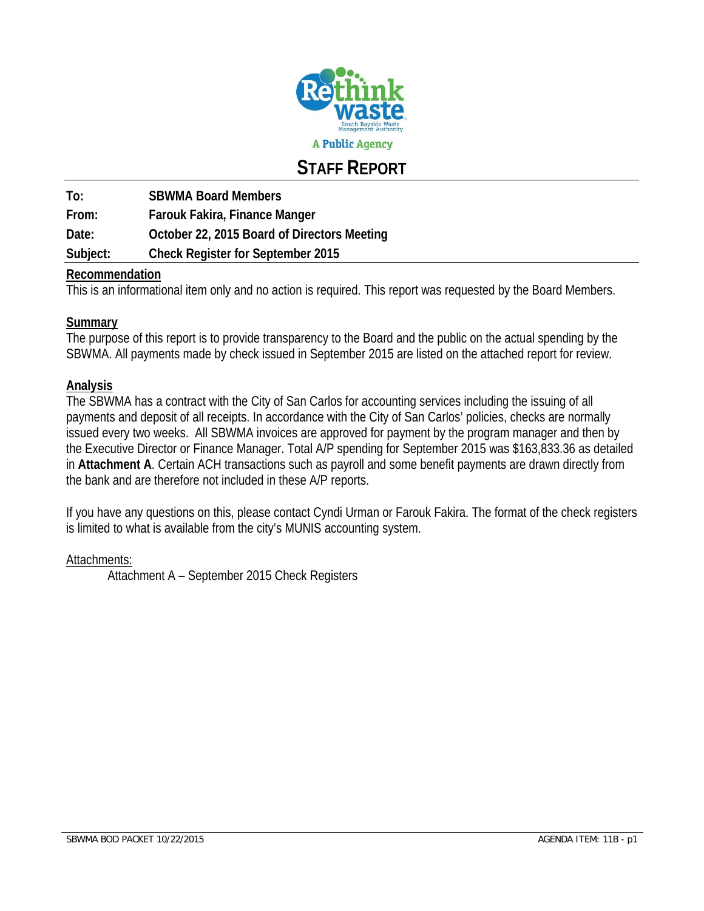A Public Agency

# STAFF REPORT

**To:** SBWMA Board Members

**From:** Farouk Fakira, Finance Manger

**Date:** October 22, 2015 Board of Directors Meeting

**Subject:** Check Register for September 2015

## Recommendation

This is an informational item only and no action is required. This report was requested by the Board Members.

## Summary

The purpose of this report is to provide transparency to the Board and the public on the actual spending by the SBWMA. All payments made by check issued in September 2015 are listed on the attached report for review.

## Analysis

The SBWMA has a contract with the City of San Carlos for accounting services including the issuing of all payments and deposit of all receipts. In accordance with the City of San Carlos' policies, checks are normally issued every two weeks. All SBWMA invoices are approved for payment by the program manager and then by the Executive Director or Finance Manager. Total A/P spending for September 2015 was $163,833.36 as detailed in **Attachment A**. Certain ACH transactions such as payroll and some benefit payments are drawn directly from the bank and are therefore not included in these A/P reports.

If you have any questions on this, please contact Cyndi Urman or Farouk Fakira. The format of the check registers is limited to what is available from the city's MUNIS accounting system.

Attachments:

Attachment A – September 2015 Check Registers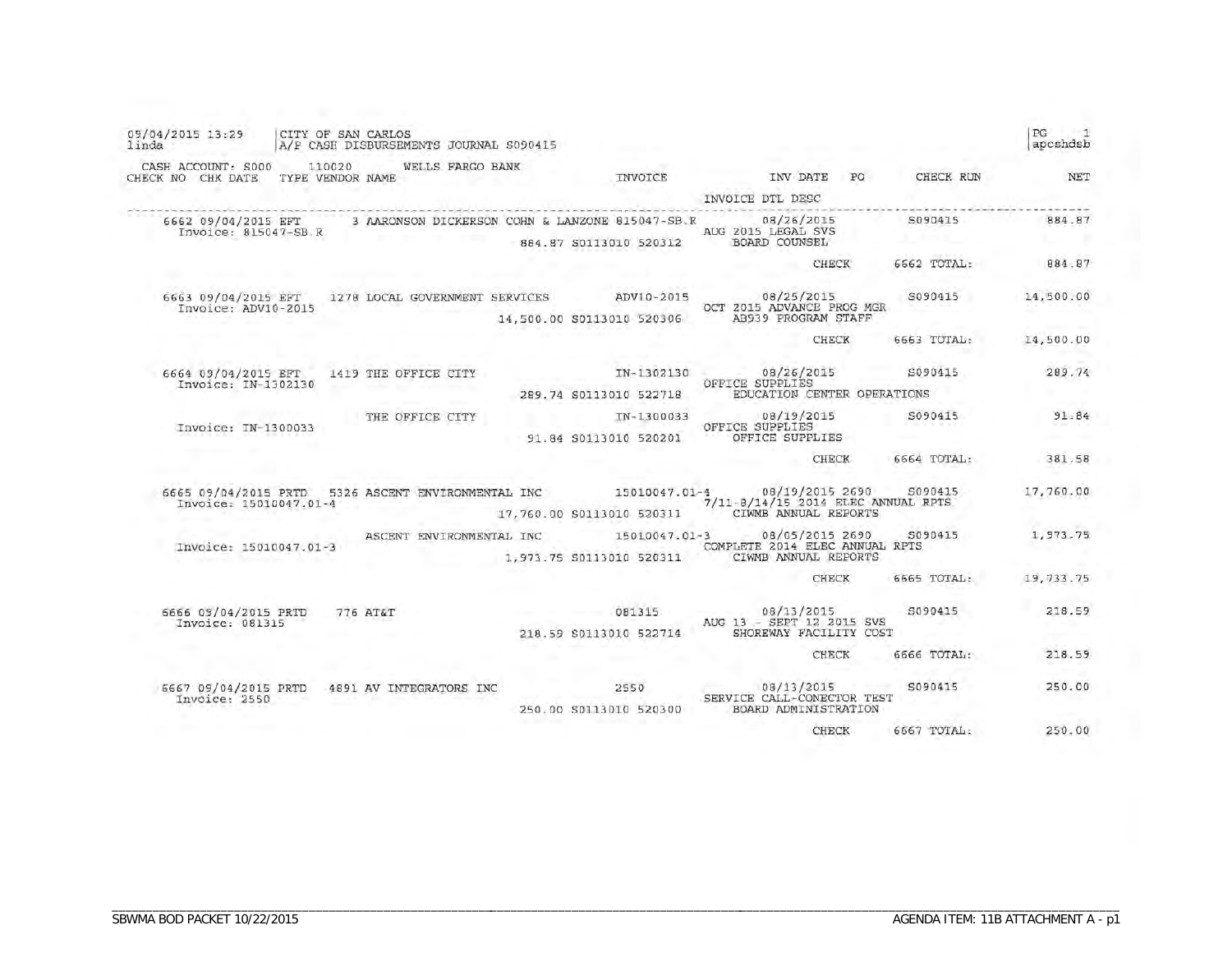09/04/2015 13:29 | CITY OF SAN CARLOS
linda | A/P CASH DISBURSEMENTS JOURNAL S090415

PG 1
apcshdsb

CASH ACCOUNT: S000 110020 WELLS FARGO BANK

| CHECK NO | CHK DATE | TYPE | VENDOR NAME | INVOICE | INV DATE | PO | CHECK RUN | NET |
|---|---|---|---|---|---|---|---|---|
| | | | | | INVOICE DTL DESC | | | |
| 6662 | 09/04/2015 | EFT | 3 AARONSON DICKERSON COHN & LANZONE | 815047-SB.R | 08/26/2015 | | S090415 | 884.87 |
| Invoice: 815047-SB.R | | | | 884.87 S0113010 520312 | AUG 2015 LEGAL SVS<br>BOARD COUNSEL | | | |
| | | | | | CHECK | | 6662 TOTAL: | 884.87 |
| 6663 | 09/04/2015 | EFT | 1278 LOCAL GOVERNMENT SERVICES | ADV10-2015 | 08/25/2015 | | S090415 | 14,500.00 |
| Invoice: ADV10-2015 | | | | 14,500.00 S0113010 520306 | OCT 2015 ADVANCE PROG MGR<br>AB939 PROGRAM STAFF | | | |
| | | | | | CHECK | | 6663 TOTAL: | 14,500.00 |
| 6664 | 09/04/2015 | EFT | 1419 THE OFFICE CITY | IN-1302130 | 08/26/2015 | | S090415 | 289.74 |
| Invoice: IN-1302130 | | | | 289.74 S0113010 522718 | OFFICE SUPPLIES<br>EDUCATION CENTER OPERATIONS | | | |
| Invoice: IN-1300033 | | | THE OFFICE CITY | IN-1300033 | 08/19/2015 | | S090415 | 91.84 |
| | | | | 91.84 S0113010 520201 | OFFICE SUPPLIES<br>OFFICE SUPPLIES | | | |
| | | | | | CHECK | | 6664 TOTAL: | 381.58 |
| 6665 | 09/04/2015 | PRTD | 5326 ASCENT ENVIRONMENTAL INC | 15010047.01-4 | 08/19/2015 | 2690 | S090415 | 17,760.00 |
| Invoice: 15010047.01-4 | | | | 17,760.00 S0113010 520311 | 7/11-8/14/15 2014 ELEC ANNUAL RPTS<br>CIWMB ANNUAL REPORTS | | | |
| Invoice: 15010047.01-3 | | | ASCENT ENVIRONMENTAL INC | 15010047.01-3 | 08/05/2015 | 2690 | S090415 | 1,973.75 |
| | | | | 1,973.75 S0113010 520311 | COMPLETE 2014 ELEC ANNUAL RPTS<br>CIWMB ANNUAL REPORTS | | | |
| | | | | | CHECK | | 6665 TOTAL: | 19,733.75 |
| 6666 | 09/04/2015 | PRTD | 776 AT&T | 081315 | 08/13/2015 | | S090415 | 218.59 |
| Invoice: 081315 | | | | 218.59 S0113010 522714 | AUG 13 - SEPT 12 2015 SVS<br>SHOREWAY FACILITY COST | | | |
| | | | | | CHECK | | 6666 TOTAL: | 218.59 |
| 6667 | 09/04/2015 | PRTD | 4891 AV INTEGRATORS INC | 2550 | 08/13/2015 | | S090415 | 250.00 |
| Invoice: 2550 | | | | 250.00 S0113010 520300 | SERVICE CALL-CONECTOR TEST<br>BOARD ADMINISTRATION | | | |
| | | | | | CHECK | | 6667 TOTAL: | 250.00 |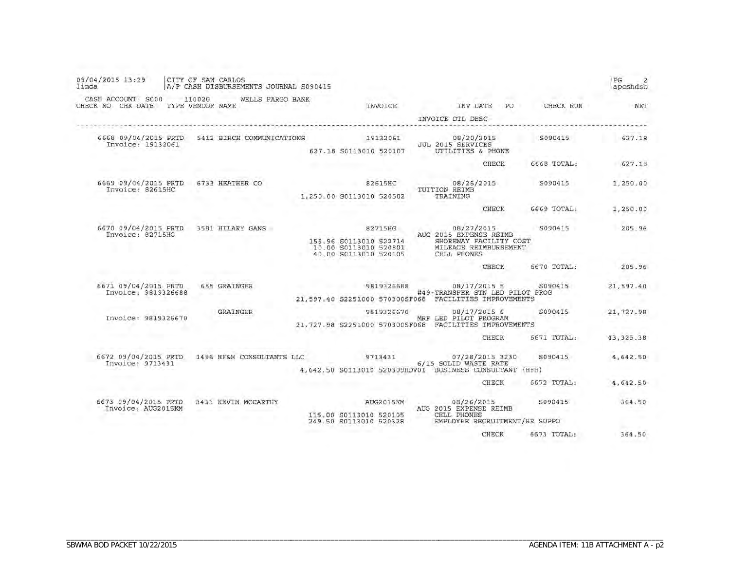09/04/2015 13:29 linda | CITY OF SAN CARLOS
A/P CASH DISBURSEMENTS JOURNAL S090415

CASH ACCOUNT: S000 110020 WELLS FARGO BANK

| CHECK NO | CHK DATE | TYPE | VENDOR NAME | INVOICE | INV DATE | PO | CHECK RUN | NET |
|---|---|---|---|---|---|---|---|---|
| | | | | | INVOICE DTL DESC | | | |
| 6668 | 09/04/2015 | PRTD | 5412 BIRCH COMMUNICATIONS | 19132061 | 08/20/2015 | | S090415 | 627.18 |
| Invoice: 19132061 | | | | | JUL 2015 SERVICES | | | |
| | | | | 627.18 S0113010 520107 | UTILITIES & PHONE | | | |
| | | | | | CHECK | | 6668 TOTAL: | 627.18 |
| 6669 | 09/04/2015 | PRTD | 6733 HEATHER CO | 82615HC | 08/26/2015 | | S090415 | 1,250.00 |
| Invoice: 82615HC | | | | | TUITION REIMB | | | |
| | | | | 1,250.00 S0113010 520502 | TRAINING | | | |
| | | | | | CHECK | | 6669 TOTAL: | 1,250.00 |
| 6670 | 09/04/2015 | PRTD | 3581 HILARY GANS | 82715HG | 08/27/2015 | | S090415 | 205.96 |
| Invoice: 82715HG | | | | | AUG 2015 EXPENSE REIMB | | | |
| | | | | 155.96 S0113010 522714 | SHOREWAY FACILITY COST | | | |
| | | | | 10.00 S0113010 520801 | MILEAGE REIMBURSEMENT | | | |
| | | | | 40.00 S0113010 520105 | CELL PHONES | | | |
| | | | | | CHECK | | 6670 TOTAL: | 205.96 |
| 6671 | 09/04/2015 | PRTD | 655 GRAINGER | 9819326688 | 08/17/2015 | 5 | S090415 | 21,597.40 |
| Invoice: 9819326688 | | | | | #49-TRANSFER STN LED PILOT PROG | | | |
| | | | | 21,597.40 S2251000 570300SF068 | FACILITIES IMPROVEMENTS | | | |
| | | | GRAINGER | 9819326670 | 08/17/2015 | 6 | S090415 | 21,727.98 |
| Invoice: 9819326670 | | | | | MRF LED PILOT PROGRAM | | | |
| | | | | 21,727.98 S2251000 570300SF068 | FACILITIES IMPROVEMENTS | | | |
| | | | | | CHECK | | 6671 TOTAL: | 43,325.38 |
| 6672 | 09/04/2015 | PRTD | 1496 HF&H CONSULTANTS LLC | 9713431 | 07/28/2015 | 3230 | S090415 | 4,642.50 |
| Invoice: 9713431 | | | | | 6/15 SOLID WASTE RATE | | | |
| | | | | 4,642.50 S0113010 520309HDV01 | BUSINESS CONSULTANT (HFH) | | | |
| | | | | | CHECK | | 6672 TOTAL: | 4,642.50 |
| 6673 | 09/04/2015 | PRTD | 3431 KEVIN MCCARTHY | AUG2015KM | 08/26/2015 | | S090415 | 364.50 |
| Invoice: AUG2015KM | | | | | AUG 2015 EXPENSE REIMB | | | |
| | | | | 115.00 S0113010 520105 | CELL PHONES | | | |
| | | | | 249.50 S0113010 520328 | EMPLOYEE RECRUITMENT/HR SUPPO | | | |
| | | | | | CHECK | | 6673 TOTAL: | 364.50 |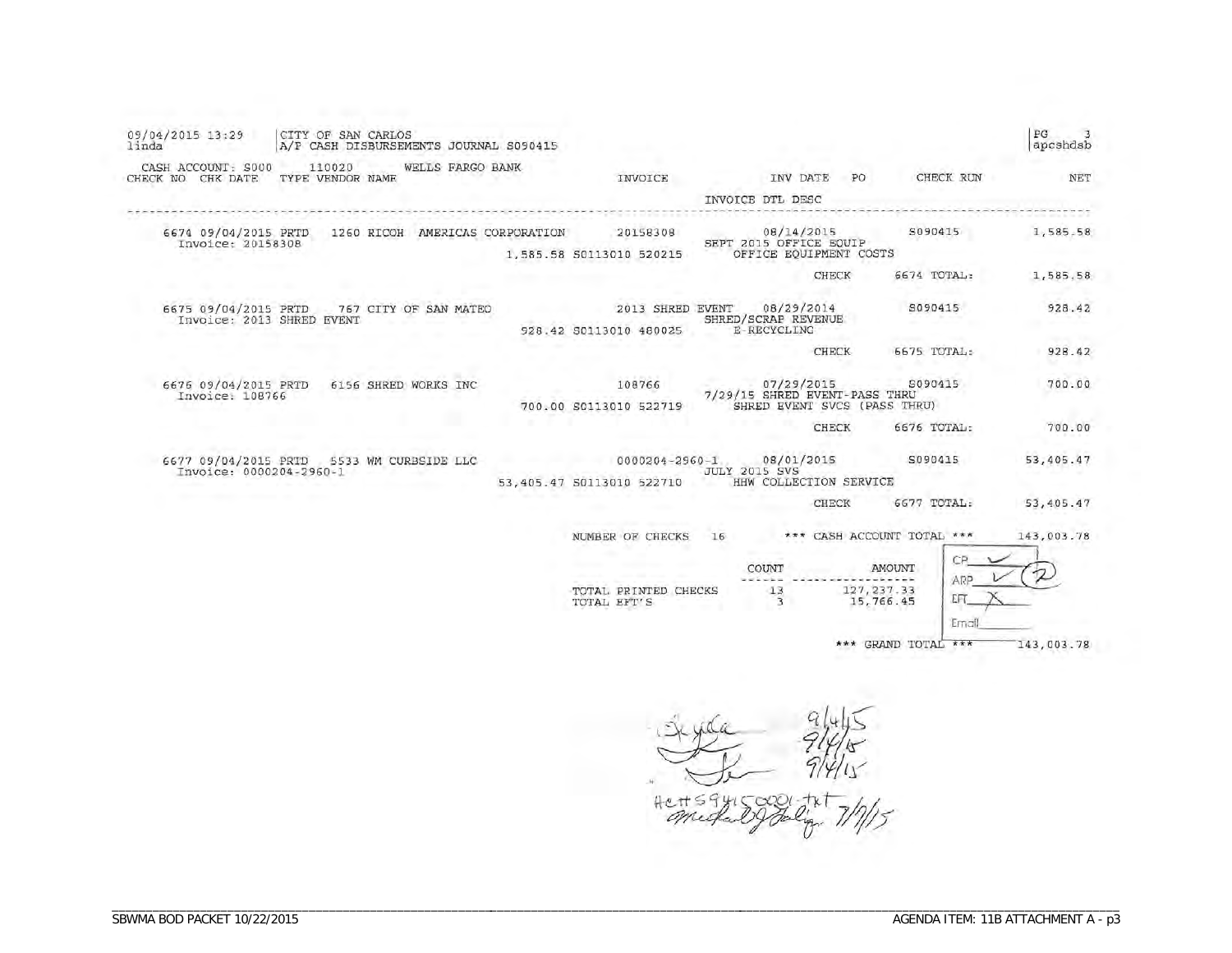09/04/2015 13:29 linda | CITY OF SAN CARLOS A/P CASH DISBURSEMENTS JOURNAL S090415 | PG 3 apcshdsb

CASH ACCOUNT: S000 110020 WELLS FARGO BANK

| CHECK NO | CHK DATE | TYPE | VENDOR NAME | INVOICE | INV DATE | PO | CHECK RUN | NET |
|---|---|---|---|---|---|---|---|---|
| | | | | | INVOICE DTL DESC | | | |
| 6674 | 09/04/2015 | PRTD | 1260 RICOH AMERICAS CORPORATION | 20158308 | 08/14/2015 | | S090415 | 1,585.58 |
| Invoice: 20158308 | | | | 1,585.58 S0113010 520215 | SEPT 2015 OFFICE EQUIP OFFICE EQUIPMENT COSTS | | | |
| | | | | | CHECK | | 6674 TOTAL: | 1,585.58 |
| 6675 | 09/04/2015 | PRTD | 767 CITY OF SAN MATEO | 2013 SHRED EVENT | 08/29/2014 | | S090415 | 928.42 |
| Invoice: 2013 SHRED EVENT | | | | 928.42 S0113010 480025 | SHRED/SCRAP REVENUE E-RECYCLING | | | |
| | | | | | CHECK | | 6675 TOTAL: | 928.42 |
| 6676 | 09/04/2015 | PRTD | 6156 SHRED WORKS INC | 108766 | 07/29/2015 | | S090415 | 700.00 |
| Invoice: 108766 | | | | 700.00 S0113010 522719 | 7/29/15 SHRED EVENT-PASS THRU SHRED EVENT SVCS (PASS THRU) | | | |
| | | | | | CHECK | | 6676 TOTAL: | 700.00 |
| 6677 | 09/04/2015 | PRTD | 5533 WM CURBSIDE LLC | 0000204-2960-1 | 08/01/2015 | | S090415 | 53,405.47 |
| Invoice: 0000204-2960-1 | | | | 53,405.47 S0113010 522710 | JULY 2015 SVS HHW COLLECTION SERVICE | | | |
| | | | | | CHECK | | 6677 TOTAL: | 53,405.47 |

NUMBER OF CHECKS 16 *** CASH ACCOUNT TOTAL *** 143,003.78

| | COUNT | AMOUNT |
|---|---|---|
| TOTAL PRINTED CHECKS | 13 | 127,237.33 |
| TOTAL EFT'S | 3 | 15,766.45 |

CP ✓
ARP ✓
EFT X
Email

*** GRAND TOTAL *** 143,003.78

9/4/15
9/4/15
9/4/15
Ach#59415 0001-txt 9/9/15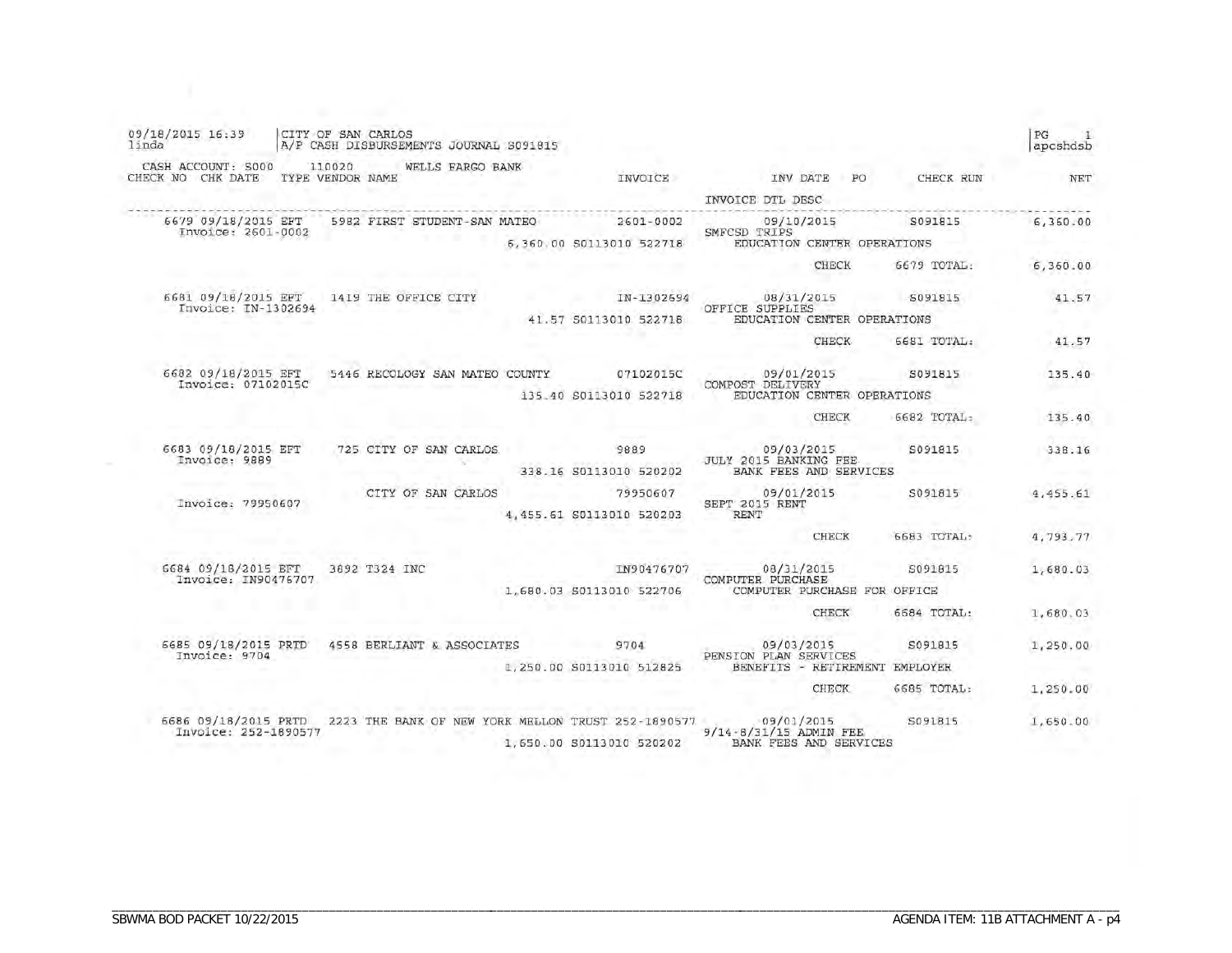09/18/2015 16:39 linda | CITY OF SAN CARLOS
A/P CASH DISBURSEMENTS JOURNAL S091815 | PG 1 apcshdsb

CASH ACCOUNT: S000 110020 WELLS FARGO BANK

| CHECK NO | CHK DATE | TYPE | VENDOR NAME | INVOICE | INV DATE | PO | CHECK RUN | NET |
|---|---|---|---|---|---|---|---|---|
| | | | | | INVOICE DTL DESC | | | |
| 6679 | 09/18/2015 | EFT | 5982 FIRST STUDENT-SAN MATEO | 2601-0002 | 09/10/2015 | | S091815 | 6,360.00 |
| Invoice: 2601-0002 | | | | 6,360.00 S0113010 522718 | SMFCSD TRIPS EDUCATION CENTER OPERATIONS | | | |
| | | | | | CHECK | | 6679 TOTAL: | 6,360.00 |
| 6681 | 09/18/2015 | EFT | 1419 THE OFFICE CITY | IN-1302694 | 08/31/2015 | | S091815 | 41.57 |
| Invoice: IN-1302694 | | | | 41.57 S0113010 522718 | OFFICE SUPPLIES EDUCATION CENTER OPERATIONS | | | |
| | | | | | CHECK | | 6681 TOTAL: | 41.57 |
| 6682 | 09/18/2015 | EFT | 5446 RECOLOGY SAN MATEO COUNTY | 07102015C | 09/01/2015 | | S091815 | 135.40 |
| Invoice: 07102015C | | | | 135.40 S0113010 522718 | COMPOST DELIVERY EDUCATION CENTER OPERATIONS | | | |
| | | | | | CHECK | | 6682 TOTAL: | 135.40 |
| 6683 | 09/18/2015 | EFT | 725 CITY OF SAN CARLOS | 9889 | 09/03/2015 | | S091815 | 338.16 |
| Invoice: 9889 | | | | 338.16 S0113010 520202 | JULY 2015 BANKING FEE BANK FEES AND SERVICES | | | |
| Invoice: 79950607 | | | CITY OF SAN CARLOS | 79950607 | 09/01/2015 | | S091815 | 4,455.61 |
| | | | | 4,455.61 S0113010 520203 | SEPT 2015 RENT RENT | | | |
| | | | | | CHECK | | 6683 TOTAL: | 4,793.77 |
| 6684 | 09/18/2015 | EFT | 3692 T324 INC | IN90476707 | 08/31/2015 | | S091815 | 1,680.03 |
| Invoice: IN90476707 | | | | 1,680.03 S0113010 522706 | COMPUTER PURCHASE COMPUTER PURCHASE FOR OFFICE | | | |
| | | | | | CHECK | | 6684 TOTAL: | 1,680.03 |
| 6685 | 09/18/2015 | PRTD | 4558 BERLIANT & ASSOCIATES | 9704 | 09/03/2015 | | S091815 | 1,250.00 |
| Invoice: 9704 | | | | 1,250.00 S0113010 512825 | PENSION PLAN SERVICES BENEFITS - RETIREMENT EMPLOYER | | | |
| | | | | | CHECK | | 6685 TOTAL: | 1,250.00 |
| 6686 | 09/18/2015 | PRTD | 2223 THE BANK OF NEW YORK MELLON TRUST | 252-1890577 | 09/01/2015 | | S091815 | 1,650.00 |
| Invoice: 252-1890577 | | | | 1,650.00 S0113010 520202 | 9/14-8/31/15 ADMIN FEE BANK FEES AND SERVICES | | | |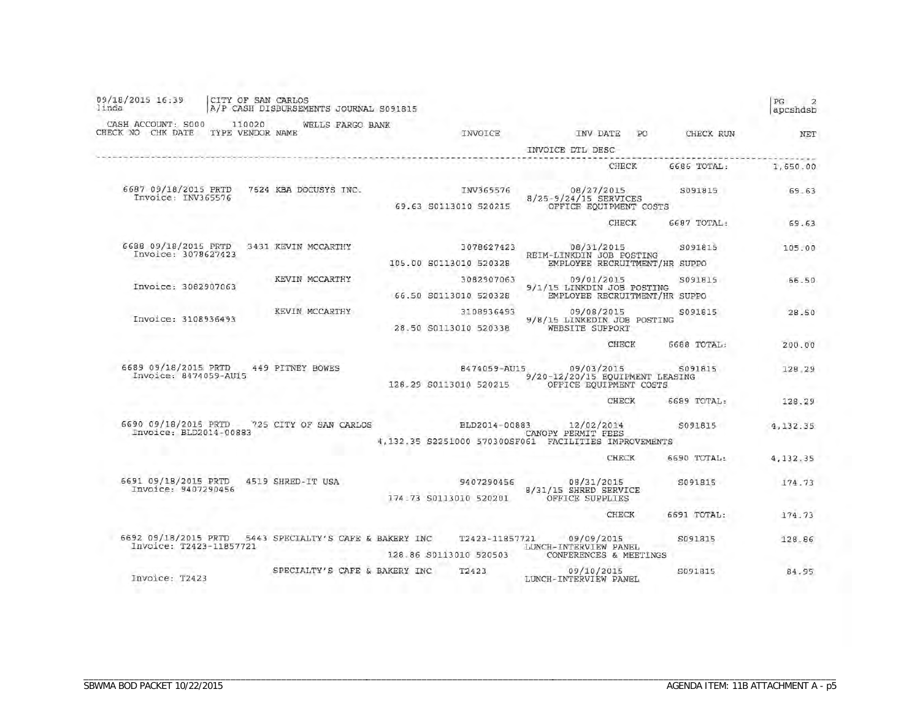09/18/2015 16:39 linda | CITY OF SAN CARLOS
A/P CASH DISBURSEMENTS JOURNAL S091815 | PG 2 apcshdsb

CASH ACCOUNT: S000 110020 WELLS FARGO BANK

| CHECK NO | CHK DATE | TYPE | VENDOR NAME | INVOICE | INV DATE | PO | CHECK RUN | NET |
|---|---|---|---|---|---|---|---|---|
| | | | | | INVOICE DTL DESC | | | |
| | | | | | CHECK | | 6686 TOTAL: | 1,650.00 |
| 6687 | 09/18/2015 | PRTD | 7624 KBA DOCUSYS INC. | INV365576 | 08/27/2015 | | S091815 | 69.63 |
| Invoice: INV365576 | | | | 69.63 S0113010 520215 | 8/25-9/24/15 SERVICES<br>OFFICE EQUIPMENT COSTS | | | |
| | | | | | CHECK | | 6687 TOTAL: | 69.63 |
| 6688 | 09/18/2015 | PRTD | 3431 KEVIN MCCARTHY | 3078627423 | 08/31/2015 | | S091815 | 105.00 |
| Invoice: 3078627423 | | | | 105.00 S0113010 520328 | REIM-LINKDIN JOB POSTING<br>EMPLOYEE RECRUITMENT/HR SUPPO | | | |
| Invoice: 3082907063 | | | KEVIN MCCARTHY | 3082907063 | 09/01/2015 | | S091815 | 66.50 |
| | | | | 66.50 S0113010 520328 | 9/1/15 LINKDIN JOB POSTING<br>EMPLOYEE RECRUITMENT/HR SUPPO | | | |
| Invoice: 3108936493 | | | KEVIN MCCARTHY | 3108936493 | 09/08/2015 | | S091815 | 28.50 |
| | | | | 28.50 S0113010 520338 | 9/8/15 LINKEDIN JOB POSTING<br>WEBSITE SUPPORT | | | |
| | | | | | CHECK | | 6688 TOTAL: | 200.00 |
| 6689 | 09/18/2015 | PRTD | 449 PITNEY BOWES | 8474059-AU15 | 09/03/2015 | | S091815 | 128.29 |
| Invoice: 8474059-AU15 | | | | 128.29 S0113010 520215 | 9/20-12/20/15 EQUIPMENT LEASING<br>OFFICE EQUIPMENT COSTS | | | |
| | | | | | CHECK | | 6689 TOTAL: | 128.29 |
| 6690 | 09/18/2015 | PRTD | 725 CITY OF SAN CARLOS | BLD2014-00883 | 12/02/2014 | | S091815 | 4,132.35 |
| Invoice: BLD2014-00883 | | | | 4,132.35 S2251000 570300SF061 | CANOPY PERMIT FEES<br>FACILITIES IMPROVEMENTS | | | |
| | | | | | CHECK | | 6690 TOTAL: | 4,132.35 |
| 6691 | 09/18/2015 | PRTD | 4519 SHRED-IT USA | 9407290456 | 08/31/2015 | | S091815 | 174.73 |
| Invoice: 9407290456 | | | | 174.73 S0113010 520201 | 8/31/15 SHRED SERVICE<br>OFFICE SUPPLIES | | | |
| | | | | | CHECK | | 6691 TOTAL: | 174.73 |
| 6692 | 09/18/2015 | PRTD | 5443 SPECIALTY'S CAFE & BAKERY INC | T2423-11857721 | 09/09/2015 | | S091815 | 128.86 |
| Invoice: T2423-11857721 | | | | 128.86 S0113010 520503 | LUNCH-INTERVIEW PANEL<br>CONFERENCES & MEETINGS | | | |
| Invoice: T2423 | | | SPECIALTY'S CAFE & BAKERY INC | T2423 | 09/10/2015 | | S091815 | 84.95 |
| | | | | | LUNCH-INTERVIEW PANEL | | | |

SBWMA BOD PACKET 10/22/2015 | AGENDA ITEM: 11B ATTACHMENT A - p5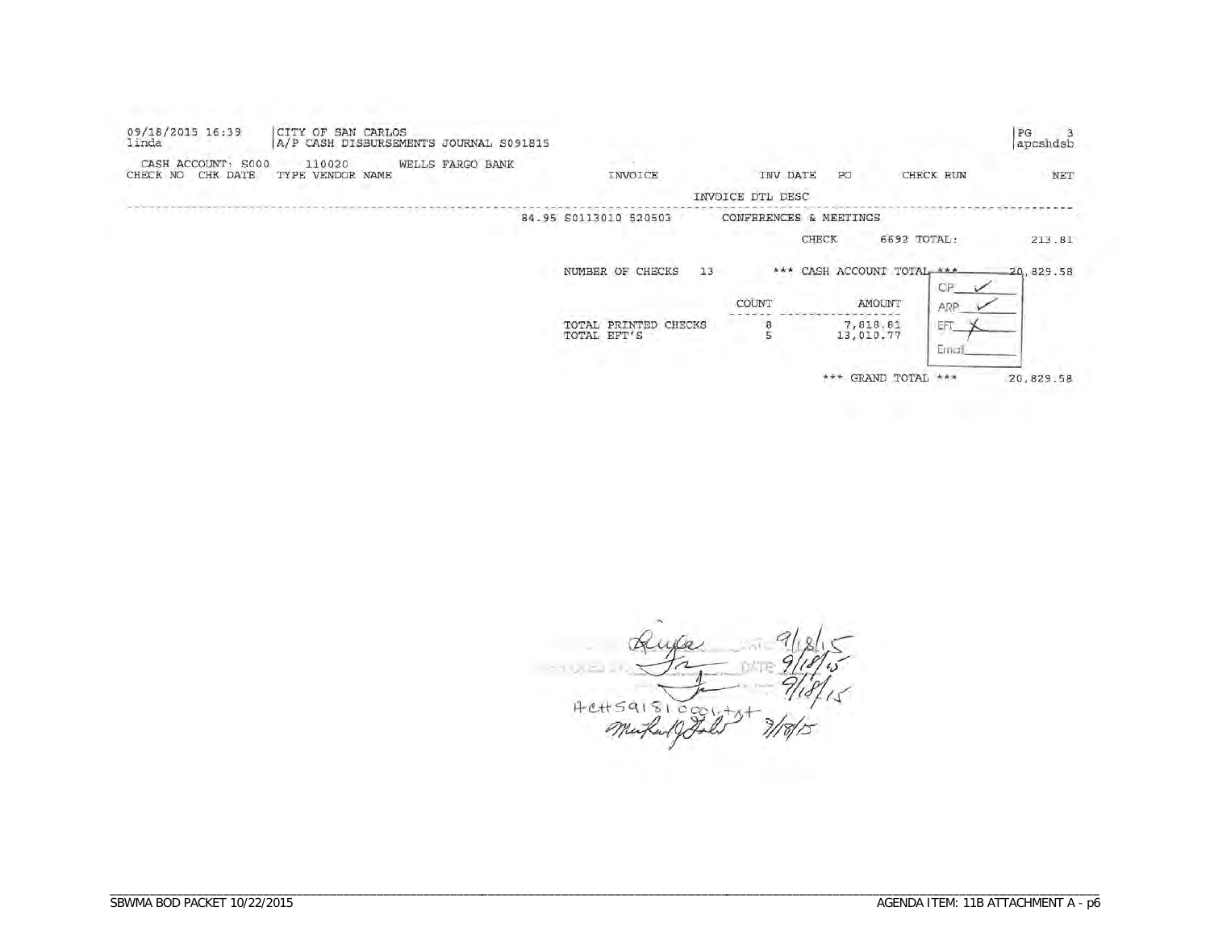09/18/2015 16:39 | CITY OF SAN CARLOS | PG 3
linda | A/P CASH DISBURSEMENTS JOURNAL S091815 | apcshdsb

CASH ACCOUNT: S000 110020 WELLS FARGO BANK

| CHECK NO | CHK DATE | TYPE VENDOR NAME | INVOICE | INV DATE | PO | CHECK RUN | NET |
|---|---|---|---|---|---|---|---|
| | | | | INVOICE DTL DESC | | | |
| | | | 84.95 S0113010 520503 | CONFERENCES & MEETINGS | | | |
| | | | | | CHECK | 6692 TOTAL: | 213.81 |
| | | | NUMBER OF CHECKS 13 | | *** CASH ACCOUNT TOTAL *** | | 20,829.58 |

| | COUNT | AMOUNT |
|---|---|---|
| TOTAL PRINTED CHECKS | 8 | 7,818.81 |
| TOTAL EFT'S | 5 | 13,010.77 |

CP ✓
ARP ✓
EFT ✗
Email

*** GRAND TOTAL *** 20,829.58

DATE 9/18/15
DATE 9/18/15
9/18/15
ACH59181CCOUNT
9/18/15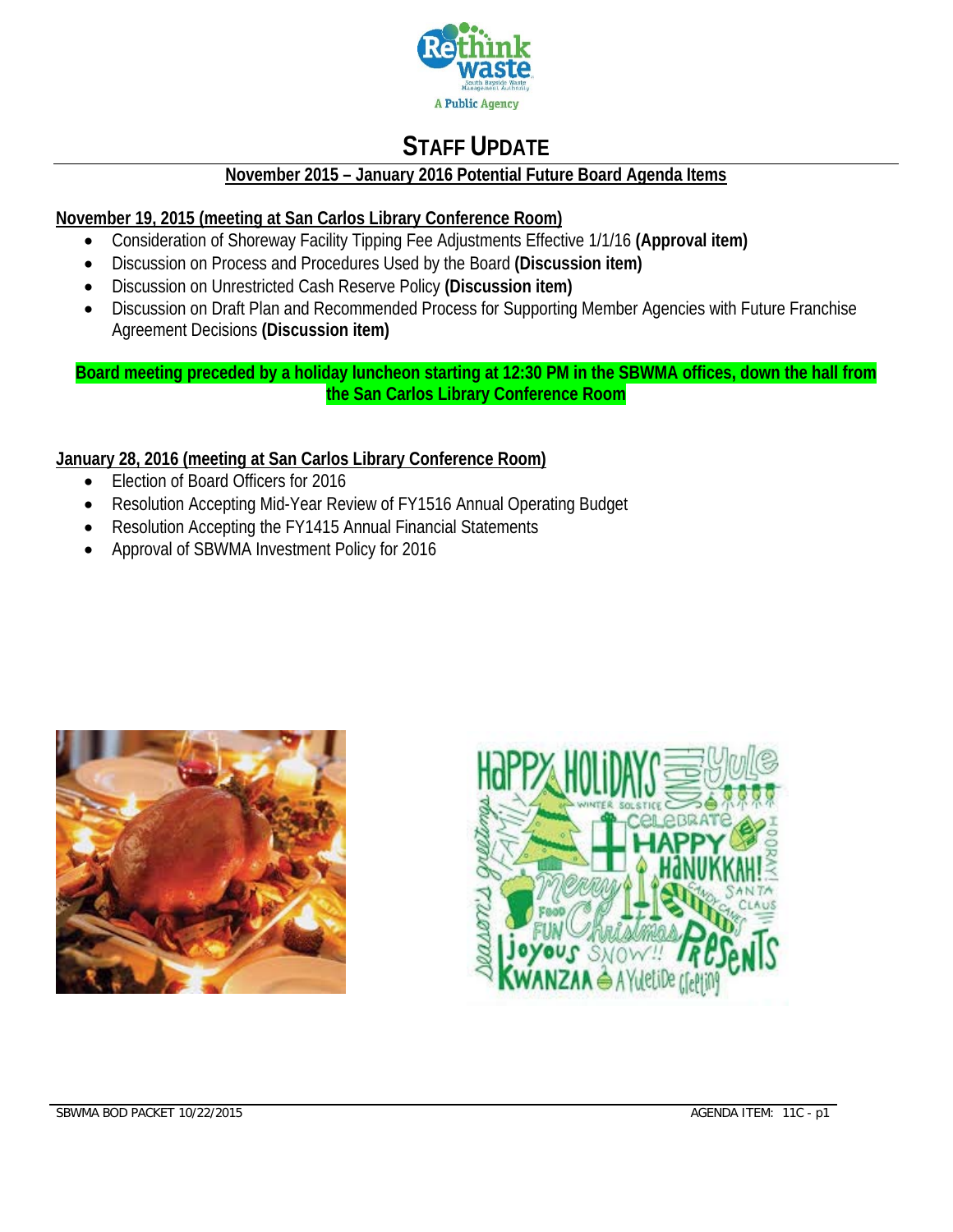Rethink waste

South Bayside Waste Management Authority

A Public Agency

# STAFF UPDATE

**November 2015 – January 2016 Potential Future Board Agenda Items**

**November 19, 2015 (meeting at San Carlos Library Conference Room)**

- Consideration of Shoreway Facility Tipping Fee Adjustments Effective 1/1/16 **(Approval item)**
- Discussion on Process and Procedures Used by the Board **(Discussion item)**
- Discussion on Unrestricted Cash Reserve Policy **(Discussion item)**
- Discussion on Draft Plan and Recommended Process for Supporting Member Agencies with Future Franchise Agreement Decisions **(Discussion item)**

**Board meeting preceded by a holiday luncheon starting at 12:30 PM in the SBWMA offices, down the hall from the San Carlos Library Conference Room**

**January 28, 2016 (meeting at San Carlos Library Conference Room)**

- Election of Board Officers for 2016
- Resolution Accepting Mid-Year Review of FY1516 Annual Operating Budget
- Resolution Accepting the FY1415 Annual Financial Statements
- Approval of SBWMA Investment Policy for 2016

SBWMA BOD PACKET 10/22/2015 AGENDA ITEM: 11C - p1